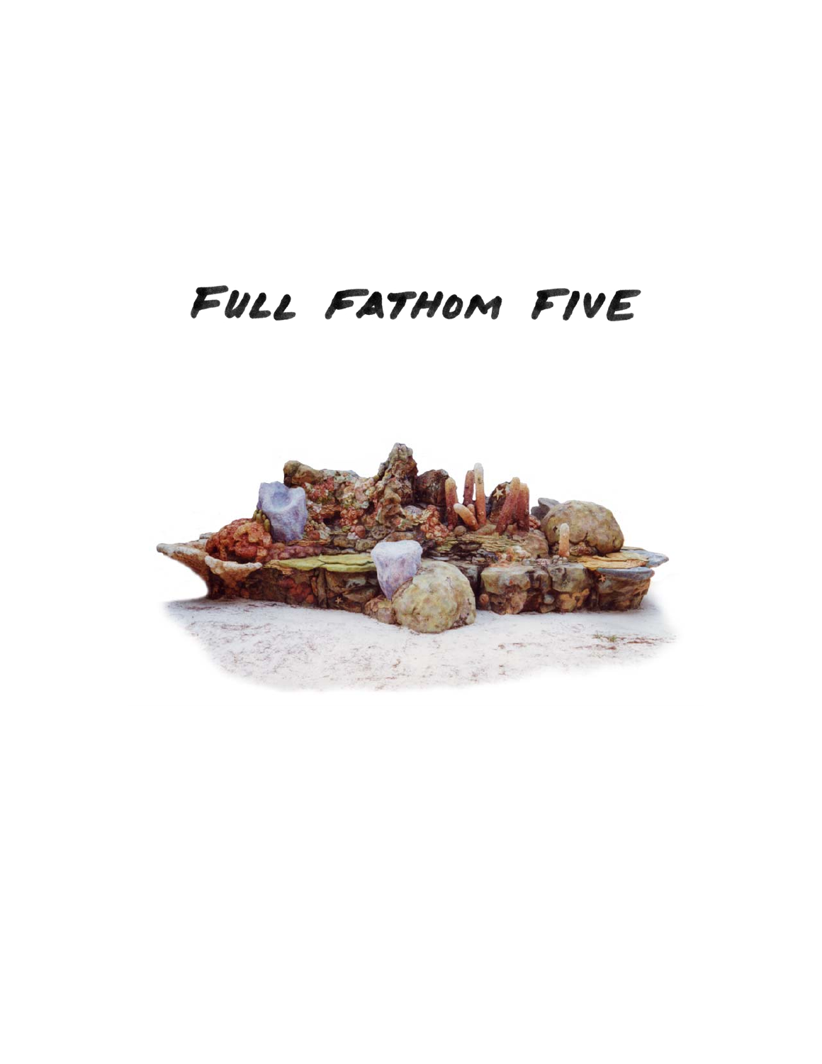# FULL FATHOM FIVE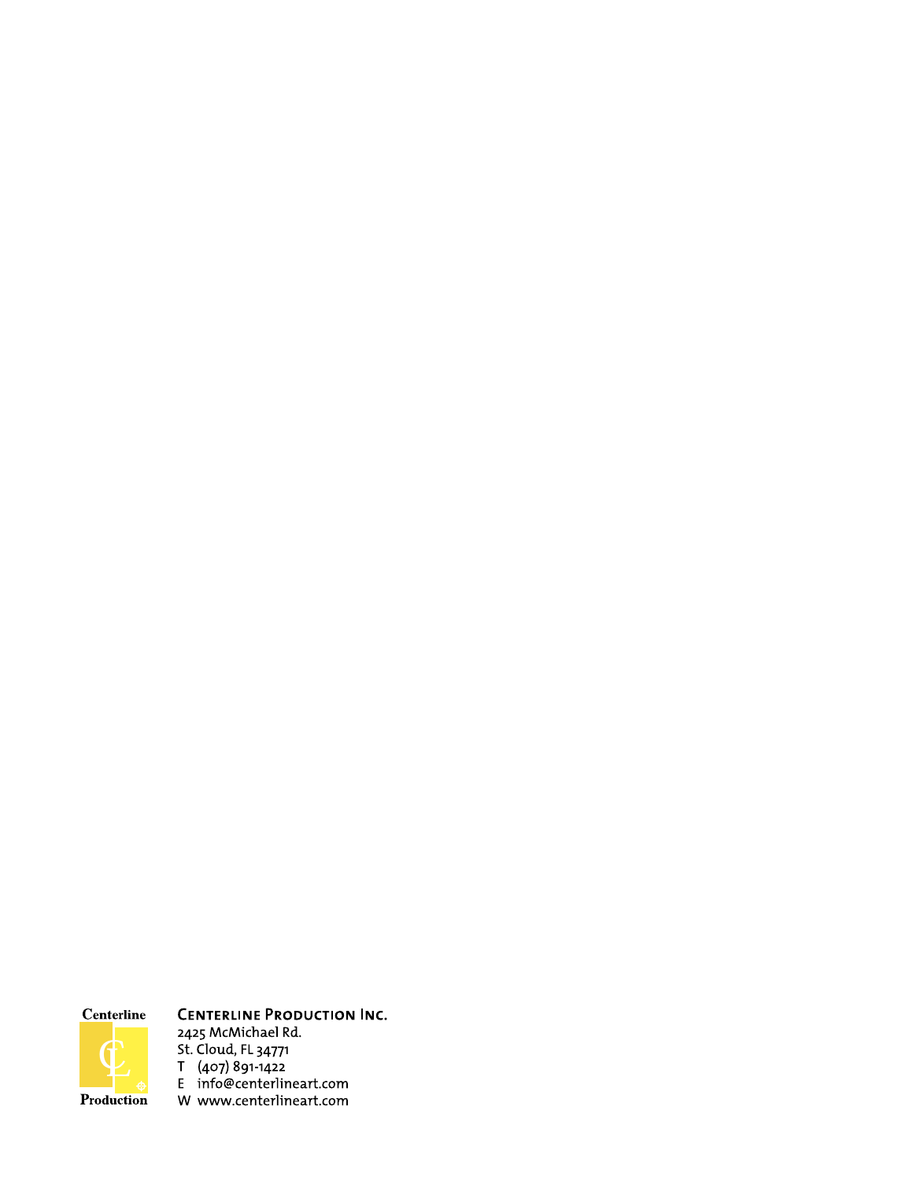Centerline

Production

**Centerline Production Inc.**

2425 McMichael Rd.
St. Cloud, FL 34771
T (407) 891-1422
E info@centerlineart.com
W www.centerlineart.com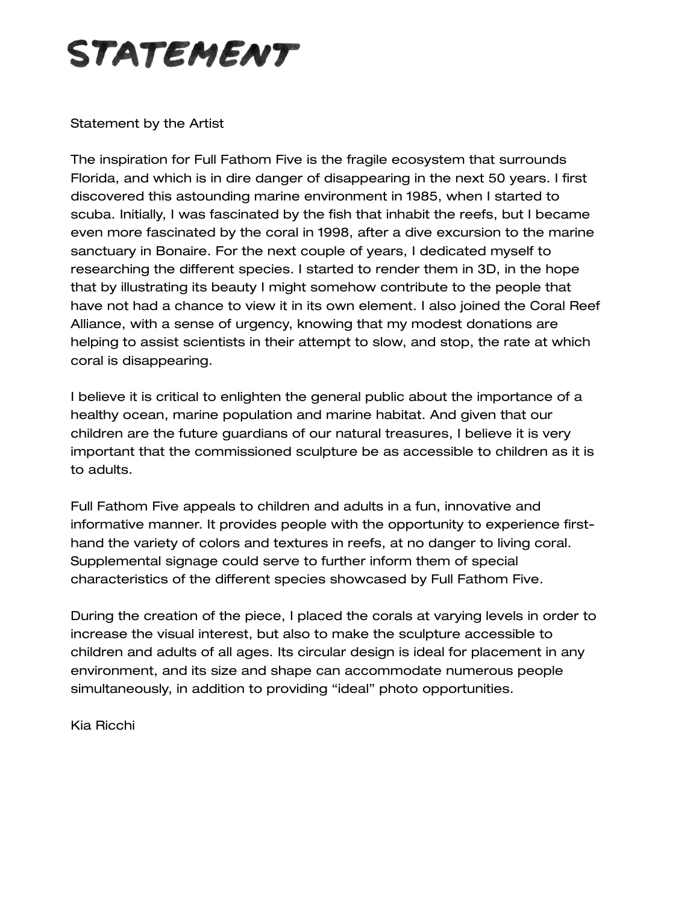# STATEMENT

Statement by the Artist

The inspiration for Full Fathom Five is the fragile ecosystem that surrounds Florida, and which is in dire danger of disappearing in the next 50 years. I first discovered this astounding marine environment in 1985, when I started to scuba. Initially, I was fascinated by the fish that inhabit the reefs, but I became even more fascinated by the coral in 1998, after a dive excursion to the marine sanctuary in Bonaire. For the next couple of years, I dedicated myself to researching the different species. I started to render them in 3D, in the hope that by illustrating its beauty I might somehow contribute to the people that have not had a chance to view it in its own element. I also joined the Coral Reef Alliance, with a sense of urgency, knowing that my modest donations are helping to assist scientists in their attempt to slow, and stop, the rate at which coral is disappearing.

I believe it is critical to enlighten the general public about the importance of a healthy ocean, marine population and marine habitat. And given that our children are the future guardians of our natural treasures, I believe it is very important that the commissioned sculpture be as accessible to children as it is to adults.

Full Fathom Five appeals to children and adults in a fun, innovative and informative manner. It provides people with the opportunity to experience first-hand the variety of colors and textures in reefs, at no danger to living coral. Supplemental signage could serve to further inform them of special characteristics of the different species showcased by Full Fathom Five.

During the creation of the piece, I placed the corals at varying levels in order to increase the visual interest, but also to make the sculpture accessible to children and adults of all ages. Its circular design is ideal for placement in any environment, and its size and shape can accommodate numerous people simultaneously, in addition to providing "ideal" photo opportunities.

Kia Ricchi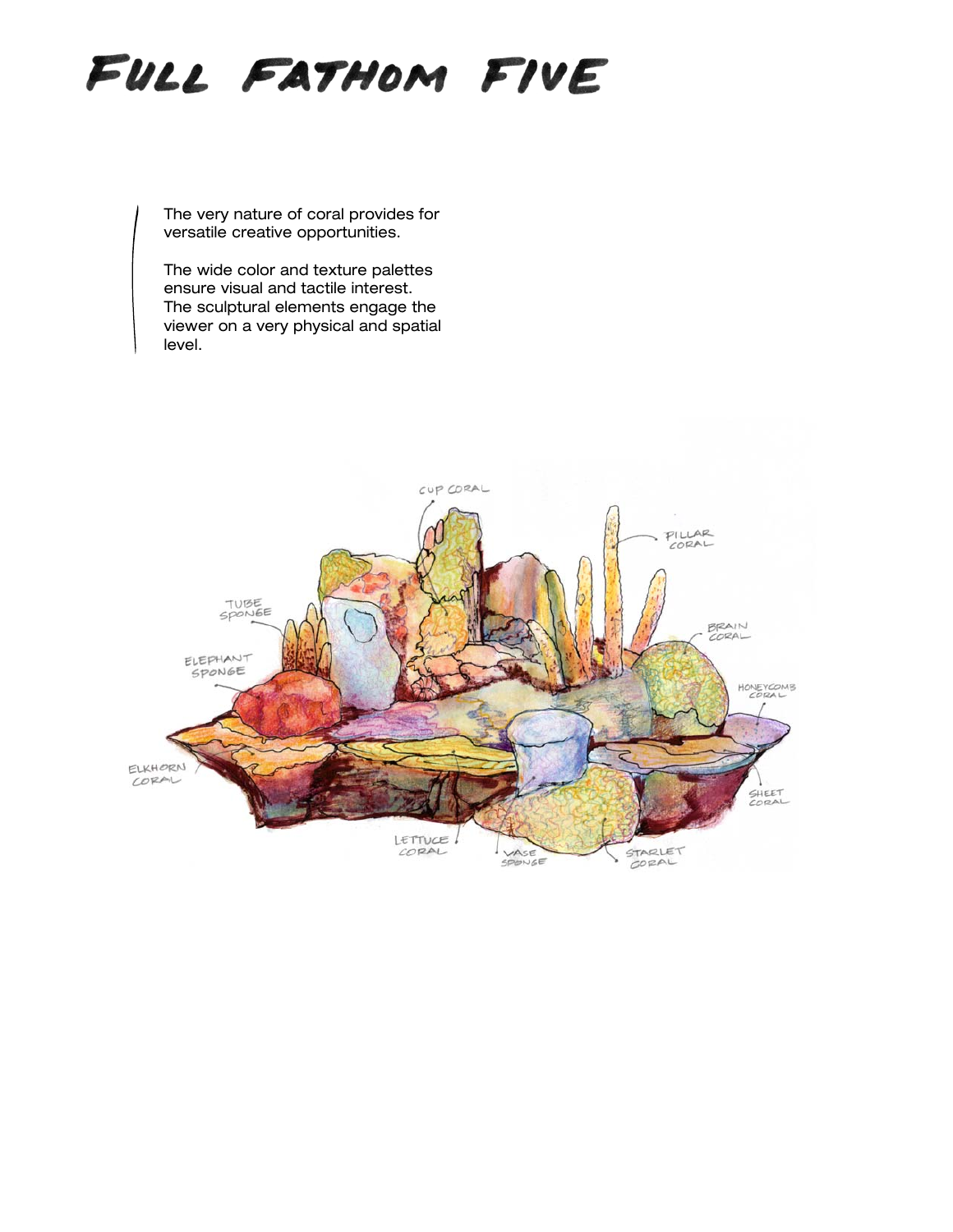# Full Fathom Five

The very nature of coral provides for versatile creative opportunities.

The wide color and texture palettes ensure visual and tactile interest. The sculptural elements engage the viewer on a very physical and spatial level.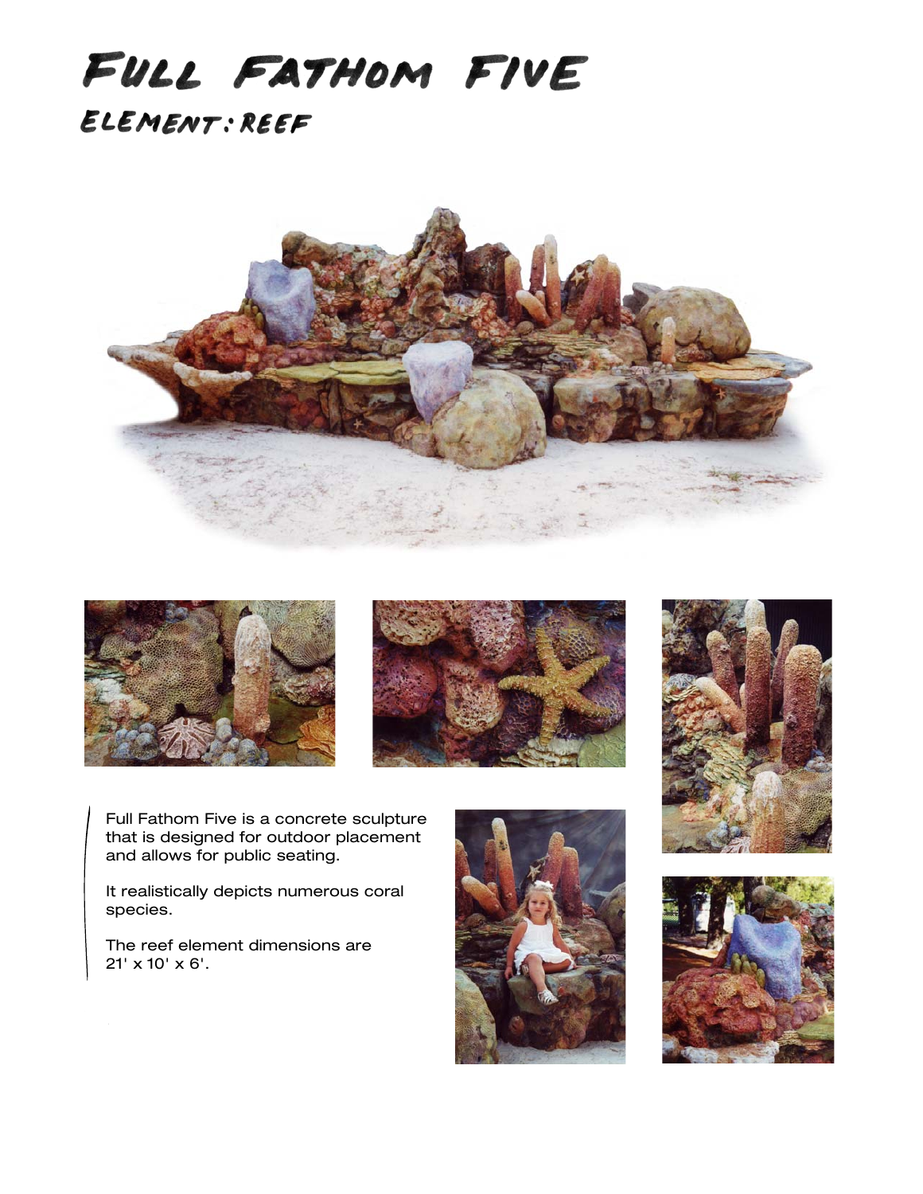# FULL FATHOM FIVE

## ELEMENT: REEF

Full Fathom Five is a concrete sculpture that is designed for outdoor placement and allows for public seating.

It realistically depicts numerous coral species.

The reef element dimensions are 21' x 10' x 6'.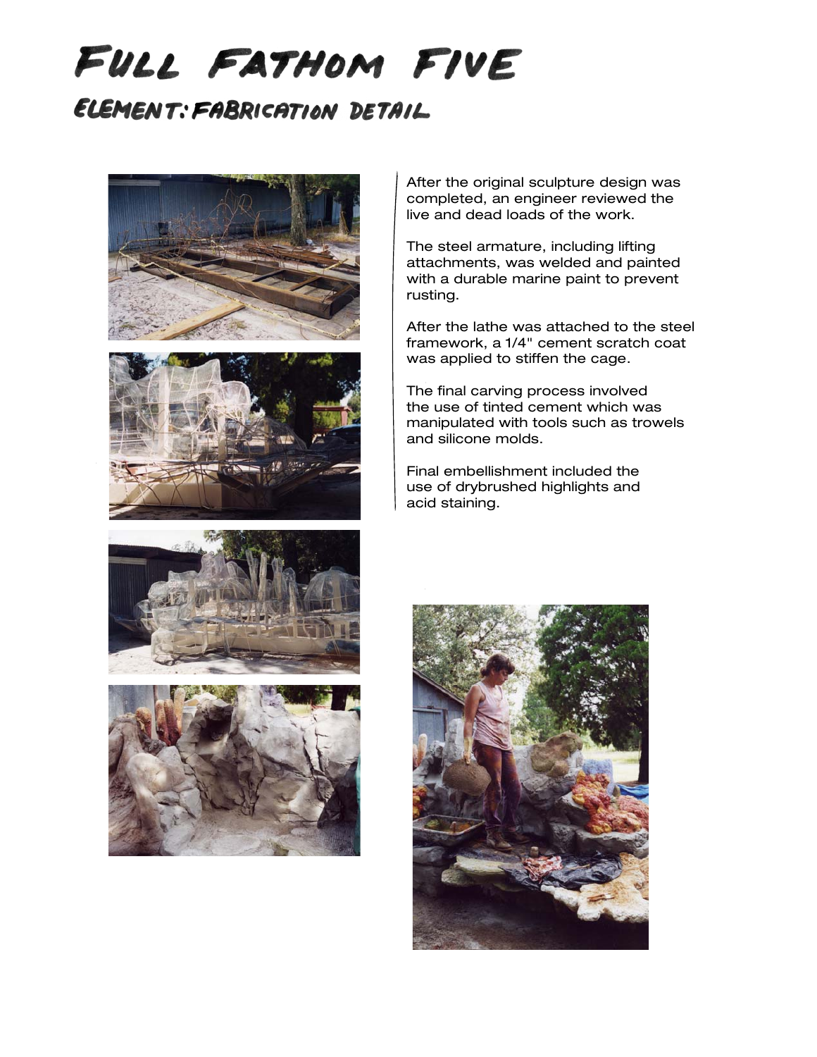# Full Fathom Five

## Element: Fabrication Detail

After the original sculpture design was completed, an engineer reviewed the live and dead loads of the work.

The steel armature, including lifting attachments, was welded and painted with a durable marine paint to prevent rusting.

After the lathe was attached to the steel framework, a 1/4" cement scratch coat was applied to stiffen the cage.

The final carving process involved the use of tinted cement which was manipulated with tools such as trowels and silicone molds.

Final embellishment included the use of drybrushed highlights and acid staining.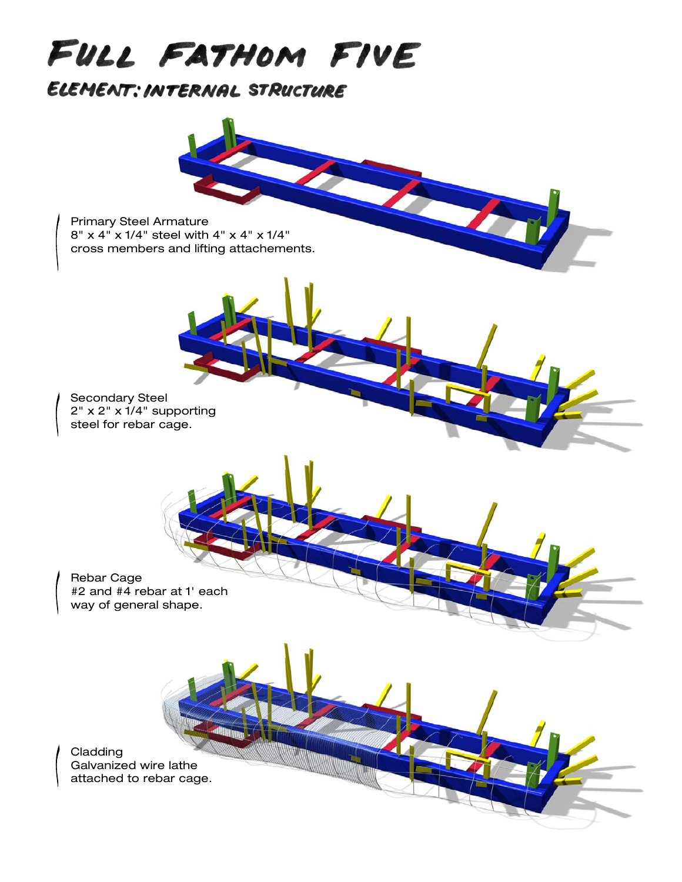# Full Fathom Five

## Element: Internal Structure

Primary Steel Armature
8" x 4" x 1/4" steel with 4" x 4" x 1/4"
cross members and lifting attachements.

Secondary Steel
2" x 2" x 1/4" supporting
steel for rebar cage.

Rebar Cage
#2 and #4 rebar at 1' each
way of general shape.

Cladding
Galvanized wire lathe
attached to rebar cage.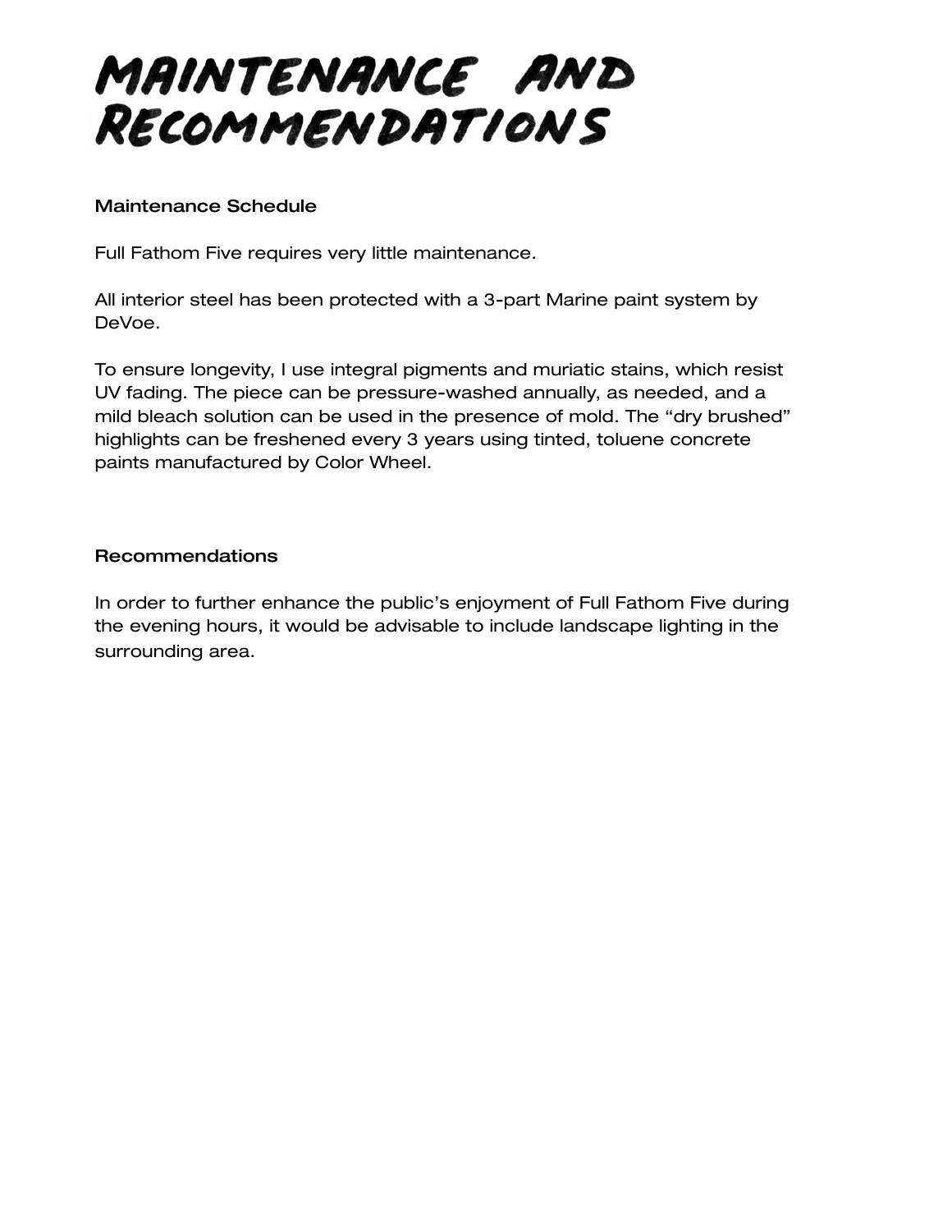# MAINTENANCE AND RECOMMENDATIONS

## Maintenance Schedule

Full Fathom Five requires very little maintenance.

All interior steel has been protected with a 3-part Marine paint system by DeVoe.

To ensure longevity, I use integral pigments and muriatic stains, which resist UV fading. The piece can be pressure-washed annually, as needed, and a mild bleach solution can be used in the presence of mold. The "dry brushed" highlights can be freshened every 3 years using tinted, toluene concrete paints manufactured by Color Wheel.

## Recommendations

In order to further enhance the public's enjoyment of Full Fathom Five during the evening hours, it would be advisable to include landscape lighting in the surrounding area.